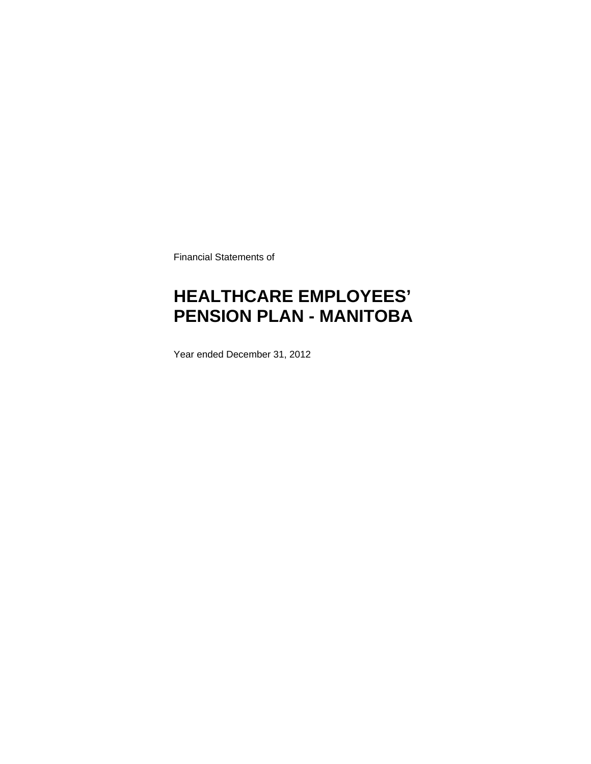Financial Statements of

# HEALTHCARE EMPLOYEES' PENSION PLAN - MANITOBA

Year ended December 31, 2012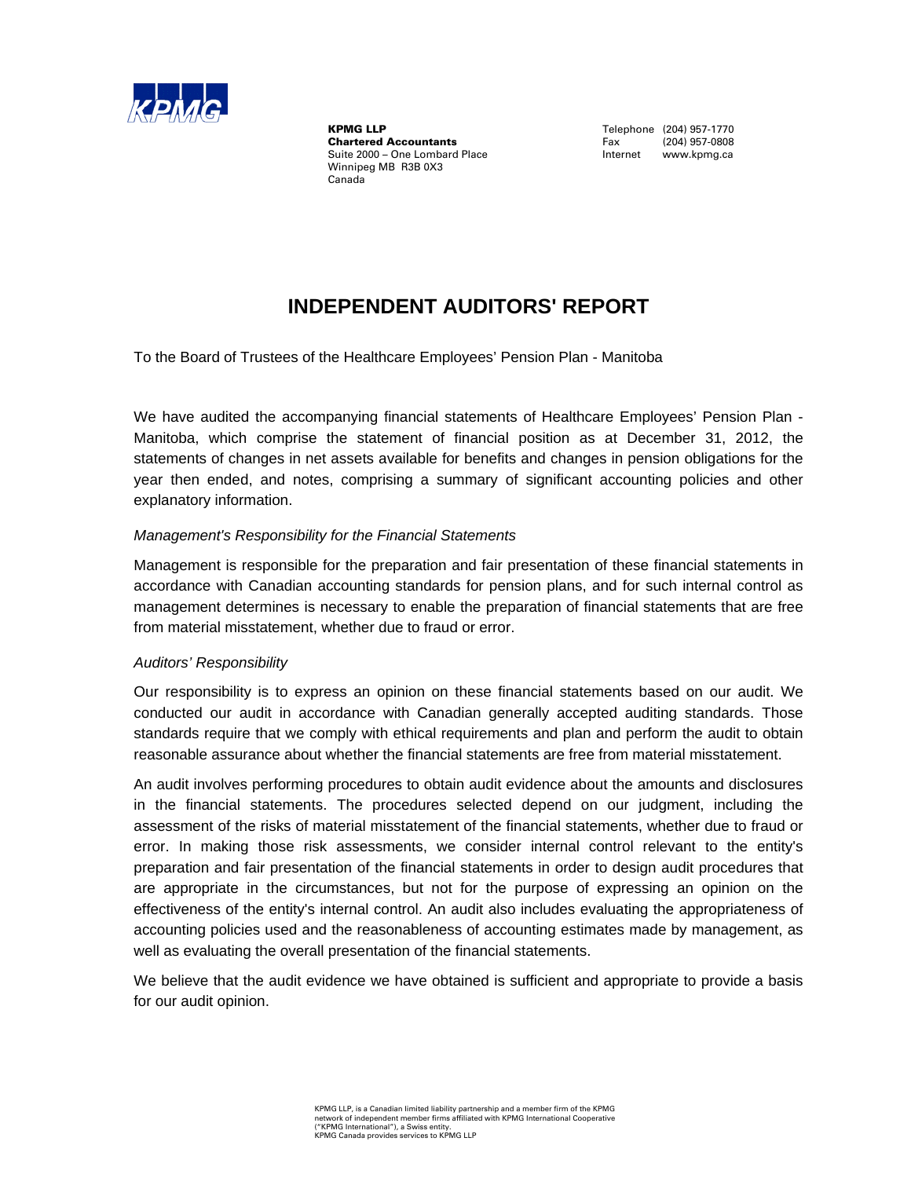KPMG LLP
**Chartered Accountants**
Suite 2000 – One Lombard Place
Winnipeg MB R3B 0X3
Canada

Telephone (204) 957-1770
Fax (204) 957-0808
Internet www.kpmg.ca

# INDEPENDENT AUDITORS' REPORT

To the Board of Trustees of the Healthcare Employees' Pension Plan - Manitoba

We have audited the accompanying financial statements of Healthcare Employees' Pension Plan - Manitoba, which comprise the statement of financial position as at December 31, 2012, the statements of changes in net assets available for benefits and changes in pension obligations for the year then ended, and notes, comprising a summary of significant accounting policies and other explanatory information.

*Management's Responsibility for the Financial Statements*

Management is responsible for the preparation and fair presentation of these financial statements in accordance with Canadian accounting standards for pension plans, and for such internal control as management determines is necessary to enable the preparation of financial statements that are free from material misstatement, whether due to fraud or error.

*Auditors' Responsibility*

Our responsibility is to express an opinion on these financial statements based on our audit. We conducted our audit in accordance with Canadian generally accepted auditing standards. Those standards require that we comply with ethical requirements and plan and perform the audit to obtain reasonable assurance about whether the financial statements are free from material misstatement.

An audit involves performing procedures to obtain audit evidence about the amounts and disclosures in the financial statements. The procedures selected depend on our judgment, including the assessment of the risks of material misstatement of the financial statements, whether due to fraud or error. In making those risk assessments, we consider internal control relevant to the entity's preparation and fair presentation of the financial statements in order to design audit procedures that are appropriate in the circumstances, but not for the purpose of expressing an opinion on the effectiveness of the entity's internal control. An audit also includes evaluating the appropriateness of accounting policies used and the reasonableness of accounting estimates made by management, as well as evaluating the overall presentation of the financial statements.

We believe that the audit evidence we have obtained is sufficient and appropriate to provide a basis for our audit opinion.

KPMG LLP, is a Canadian limited liability partnership and a member firm of the KPMG network of independent member firms affiliated with KPMG International Cooperative ("KPMG International"), a Swiss entity.
KPMG Canada provides services to KPMG LLP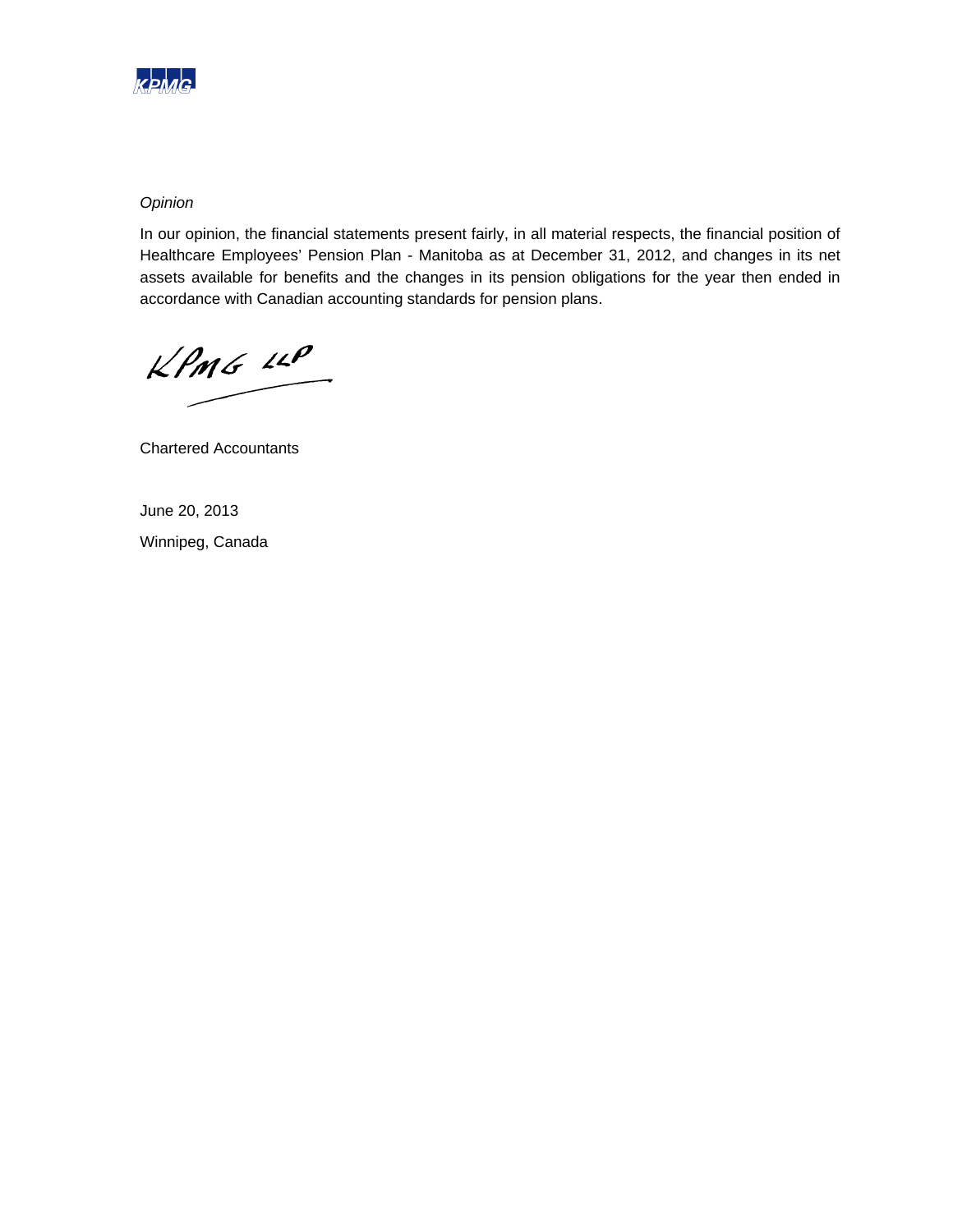*Opinion*

In our opinion, the financial statements present fairly, in all material respects, the financial position of Healthcare Employees' Pension Plan - Manitoba as at December 31, 2012, and changes in its net assets available for benefits and the changes in its pension obligations for the year then ended in accordance with Canadian accounting standards for pension plans.

KPMG LLP

Chartered Accountants

June 20, 2013

Winnipeg, Canada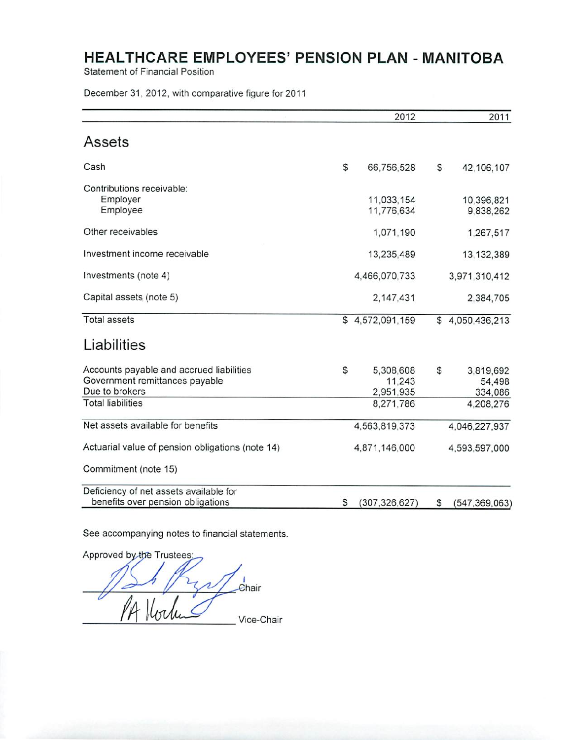# HEALTHCARE EMPLOYEES' PENSION PLAN - MANITOBA

Statement of Financial Position

December 31, 2012, with comparative figure for 2011

| | 2012 | 2011 |
|---|---|---|
| **Assets** | | |
| Cash | $ 66,756,528 | $ 42,106,107 |
| Contributions receivable: | | |
| Employer | 11,033,154 | 10,396,821 |
| Employee | 11,776,634 | 9,838,262 |
| Other receivables | 1,071,190 | 1,267,517 |
| Investment income receivable | 13,235,489 | 13,132,389 |
| Investments (note 4) | 4,466,070,733 | 3,971,310,412 |
| Capital assets (note 5) | 2,147,431 | 2,384,705 |
| Total assets | $ 4,572,091,159 | $ 4,050,436,213 |
| **Liabilities** | | |
| Accounts payable and accrued liabilities | $ 5,308,608 | $ 3,819,692 |
| Government remittances payable | 11,243 | 54,498 |
| Due to brokers | 2,951,935 | 334,086 |
| Total liabilities | 8,271,786 | 4,208,276 |
| Net assets available for benefits | 4,563,819,373 | 4,046,227,937 |
| Actuarial value of pension obligations (note 14) | 4,871,146,000 | 4,593,597,000 |
| Commitment (note 15) | | |
| Deficiency of net assets available for benefits over pension obligations | $ (307,326,627) | $ (547,369,063) |

See accompanying notes to financial statements.

Approved by the Trustees:

_________________________ Chair

_________________________ Vice-Chair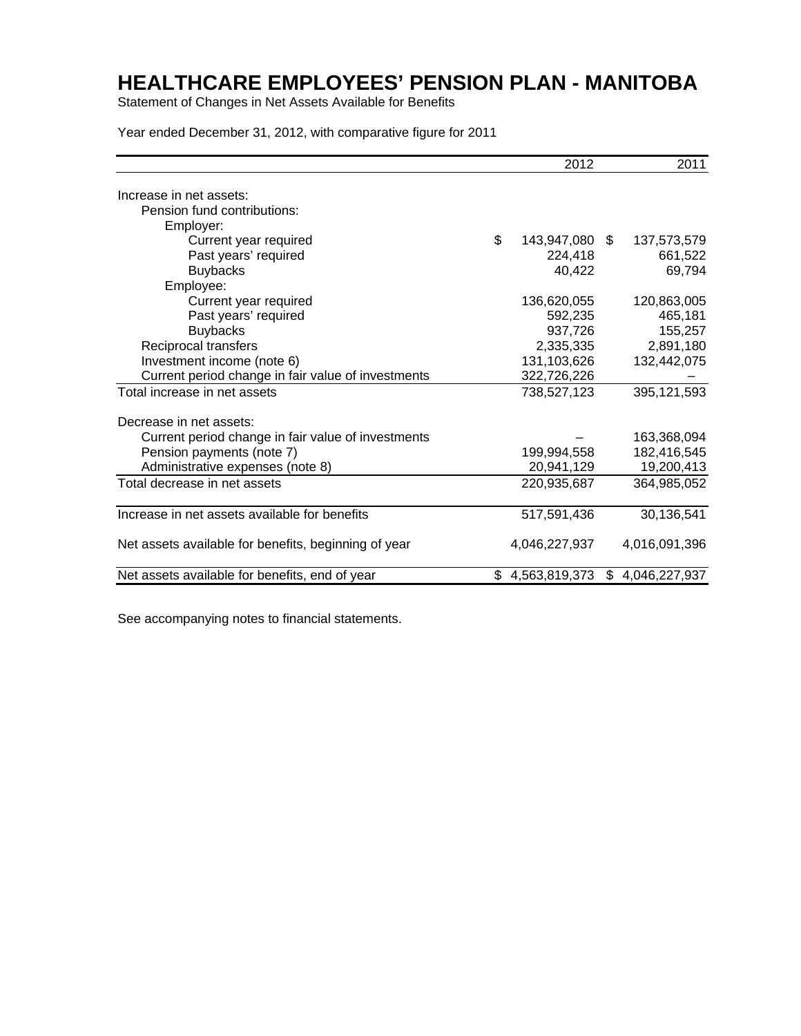# HEALTHCARE EMPLOYEES' PENSION PLAN - MANITOBA

Statement of Changes in Net Assets Available for Benefits

Year ended December 31, 2012, with comparative figure for 2011

| | 2012 | 2011 |
|---|---|---|
| Increase in net assets: | | |
| Pension fund contributions: | | |
| Employer: | | |
| Current year required | $ 143,947,080 | $ 137,573,579 |
| Past years' required | 224,418 | 661,522 |
| Buybacks | 40,422 | 69,794 |
| Employee: | | |
| Current year required | 136,620,055 | 120,863,005 |
| Past years' required | 592,235 | 465,181 |
| Buybacks | 937,726 | 155,257 |
| Reciprocal transfers | 2,335,335 | 2,891,180 |
| Investment income (note 6) | 131,103,626 | 132,442,075 |
| Current period change in fair value of investments | 322,726,226 | – |
| Total increase in net assets | 738,527,123 | 395,121,593 |
| Decrease in net assets: | | |
| Current period change in fair value of investments | – | 163,368,094 |
| Pension payments (note 7) | 199,994,558 | 182,416,545 |
| Administrative expenses (note 8) | 20,941,129 | 19,200,413 |
| Total decrease in net assets | 220,935,687 | 364,985,052 |
| Increase in net assets available for benefits | 517,591,436 | 30,136,541 |
| Net assets available for benefits, beginning of year | 4,046,227,937 | 4,016,091,396 |
| Net assets available for benefits, end of year | $ 4,563,819,373 | $ 4,046,227,937 |

See accompanying notes to financial statements.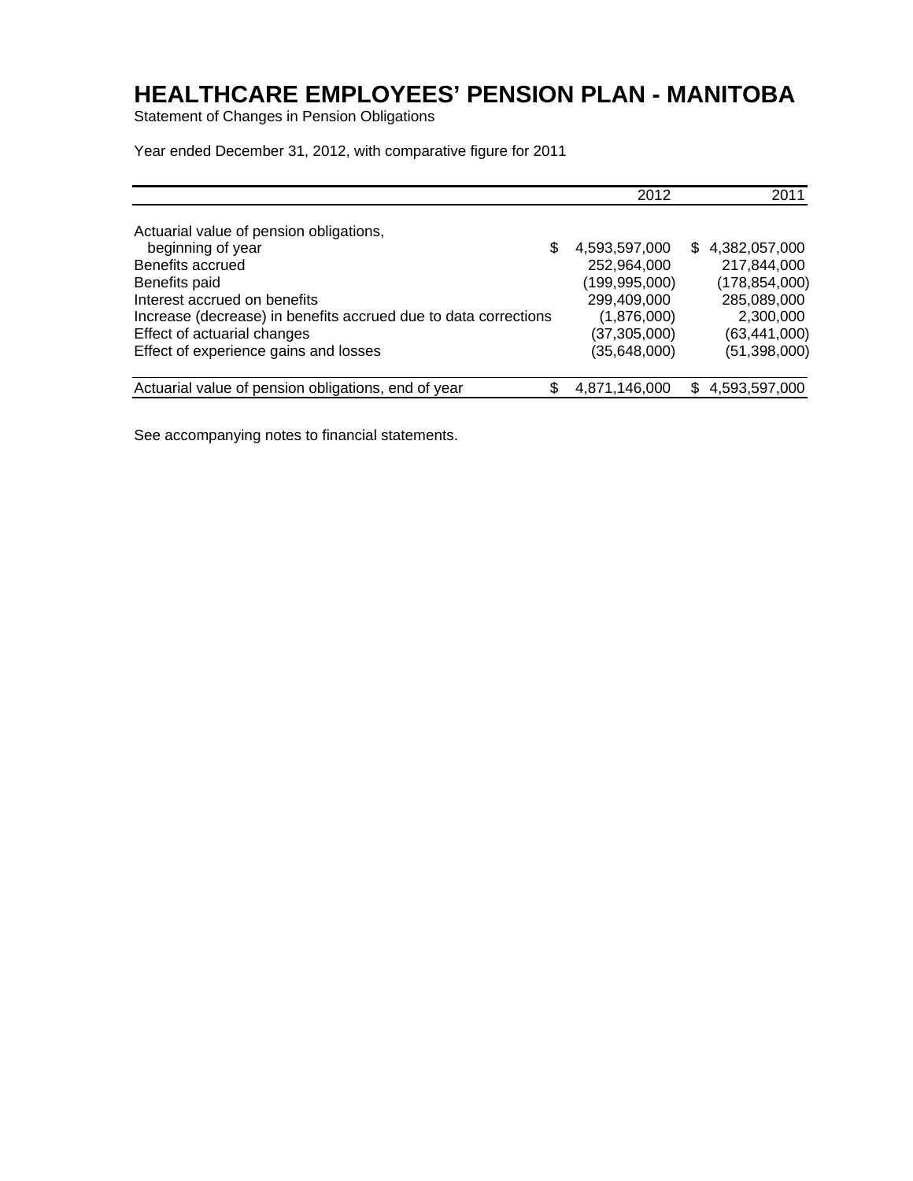# HEALTHCARE EMPLOYEES' PENSION PLAN - MANITOBA

Statement of Changes in Pension Obligations

Year ended December 31, 2012, with comparative figure for 2011

| | 2012 | 2011 |
|---|---|---|
| Actuarial value of pension obligations, beginning of year | $ 4,593,597,000 | $ 4,382,057,000 |
| Benefits accrued | 252,964,000 | 217,844,000 |
| Benefits paid | (199,995,000) | (178,854,000) |
| Interest accrued on benefits | 299,409,000 | 285,089,000 |
| Increase (decrease) in benefits accrued due to data corrections | (1,876,000) | 2,300,000 |
| Effect of actuarial changes | (37,305,000) | (63,441,000) |
| Effect of experience gains and losses | (35,648,000) | (51,398,000) |
| Actuarial value of pension obligations, end of year | $ 4,871,146,000 | $ 4,593,597,000 |

See accompanying notes to financial statements.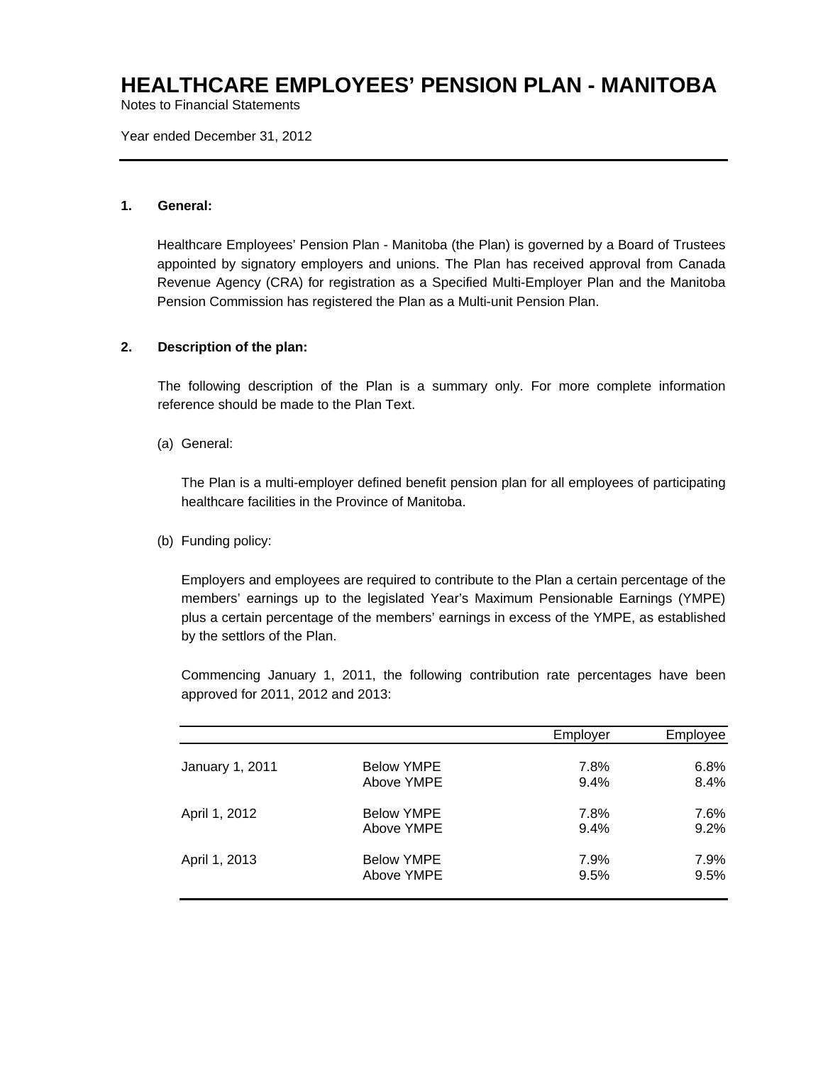# HEALTHCARE EMPLOYEES' PENSION PLAN - MANITOBA

Notes to Financial Statements

Year ended December 31, 2012

**1. General:**

Healthcare Employees' Pension Plan - Manitoba (the Plan) is governed by a Board of Trustees appointed by signatory employers and unions. The Plan has received approval from Canada Revenue Agency (CRA) for registration as a Specified Multi-Employer Plan and the Manitoba Pension Commission has registered the Plan as a Multi-unit Pension Plan.

**2. Description of the plan:**

The following description of the Plan is a summary only. For more complete information reference should be made to the Plan Text.

(a) General:

The Plan is a multi-employer defined benefit pension plan for all employees of participating healthcare facilities in the Province of Manitoba.

(b) Funding policy:

Employers and employees are required to contribute to the Plan a certain percentage of the members' earnings up to the legislated Year's Maximum Pensionable Earnings (YMPE) plus a certain percentage of the members' earnings in excess of the YMPE, as established by the settlors of the Plan.

Commencing January 1, 2011, the following contribution rate percentages have been approved for 2011, 2012 and 2013:

| | | Employer | Employee |
|---|---|---|---|
| January 1, 2011 | Below YMPE | 7.8% | 6.8% |
| | Above YMPE | 9.4% | 8.4% |
| April 1, 2012 | Below YMPE | 7.8% | 7.6% |
| | Above YMPE | 9.4% | 9.2% |
| April 1, 2013 | Below YMPE | 7.9% | 7.9% |
| | Above YMPE | 9.5% | 9.5% |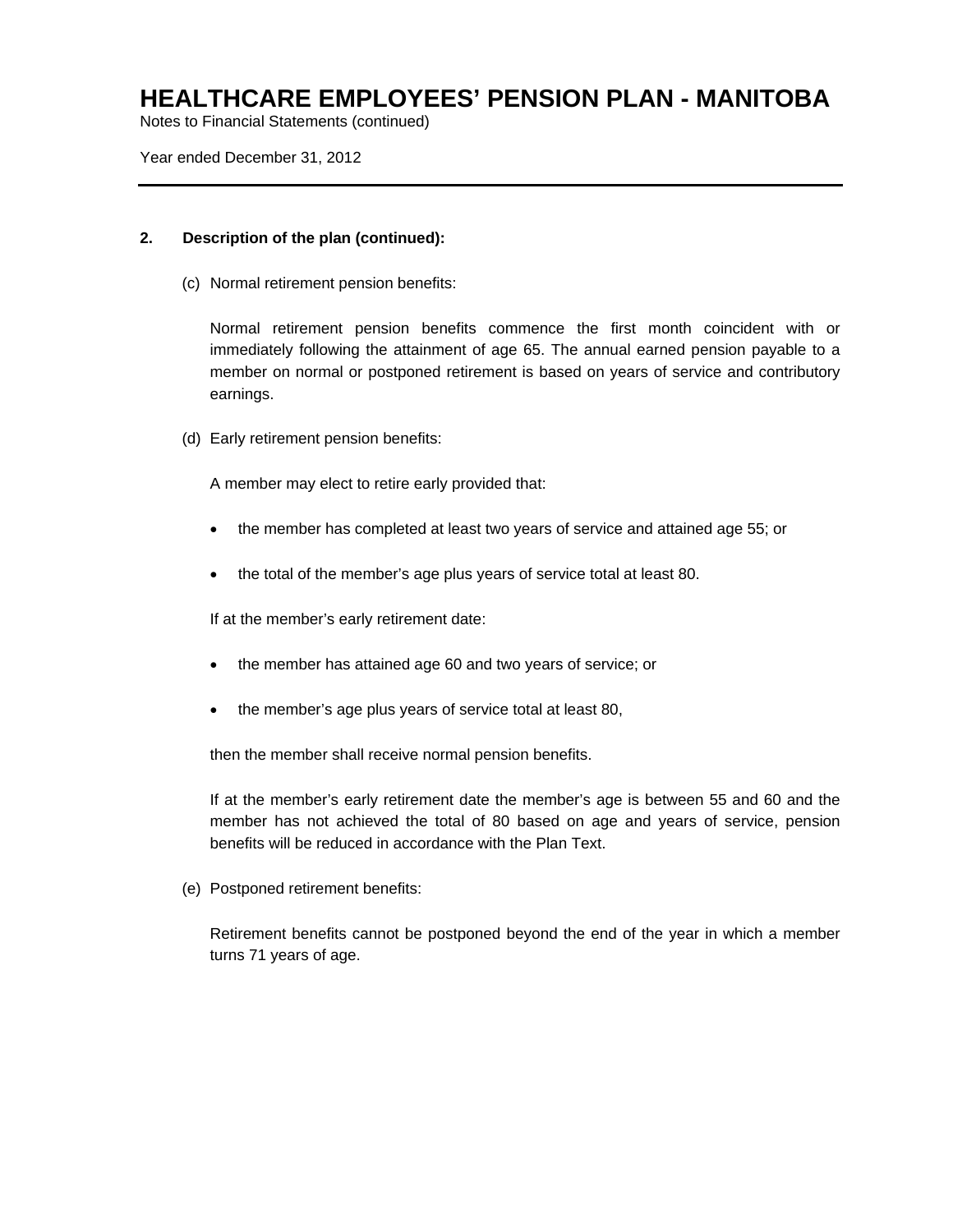**2. Description of the plan (continued):**

(c) Normal retirement pension benefits:

Normal retirement pension benefits commence the first month coincident with or immediately following the attainment of age 65. The annual earned pension payable to a member on normal or postponed retirement is based on years of service and contributory earnings.

(d) Early retirement pension benefits:

A member may elect to retire early provided that:

- the member has completed at least two years of service and attained age 55; or
- the total of the member's age plus years of service total at least 80.

If at the member's early retirement date:

- the member has attained age 60 and two years of service; or
- the member's age plus years of service total at least 80,

then the member shall receive normal pension benefits.

If at the member's early retirement date the member's age is between 55 and 60 and the member has not achieved the total of 80 based on age and years of service, pension benefits will be reduced in accordance with the Plan Text.

(e) Postponed retirement benefits:

Retirement benefits cannot be postponed beyond the end of the year in which a member turns 71 years of age.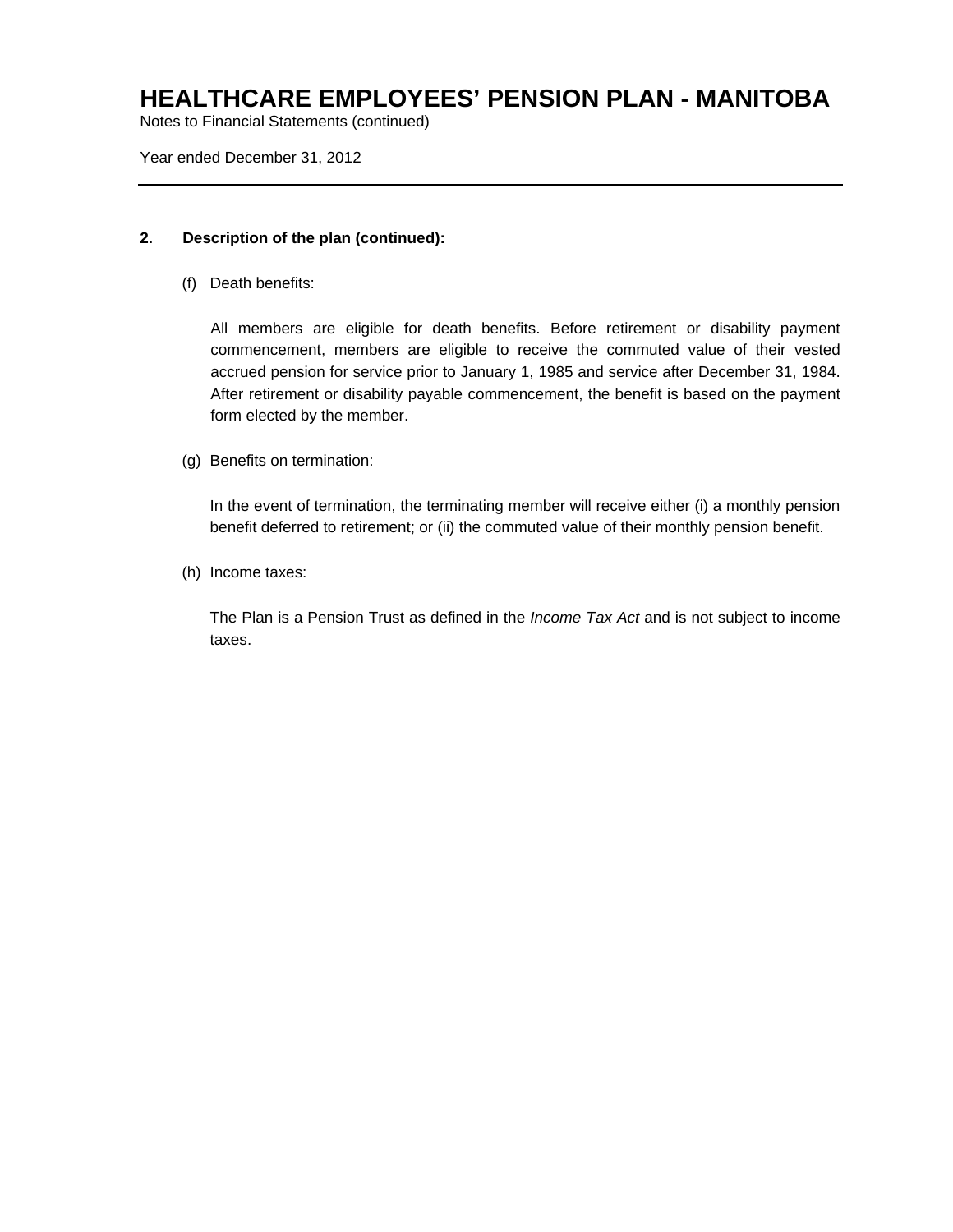# HEALTHCARE EMPLOYEES' PENSION PLAN - MANITOBA

Notes to Financial Statements (continued)

Year ended December 31, 2012

## 2. Description of the plan (continued):

(f) Death benefits:

All members are eligible for death benefits. Before retirement or disability payment commencement, members are eligible to receive the commuted value of their vested accrued pension for service prior to January 1, 1985 and service after December 31, 1984. After retirement or disability payable commencement, the benefit is based on the payment form elected by the member.

(g) Benefits on termination:

In the event of termination, the terminating member will receive either (i) a monthly pension benefit deferred to retirement; or (ii) the commuted value of their monthly pension benefit.

(h) Income taxes:

The Plan is a Pension Trust as defined in the *Income Tax Act* and is not subject to income taxes.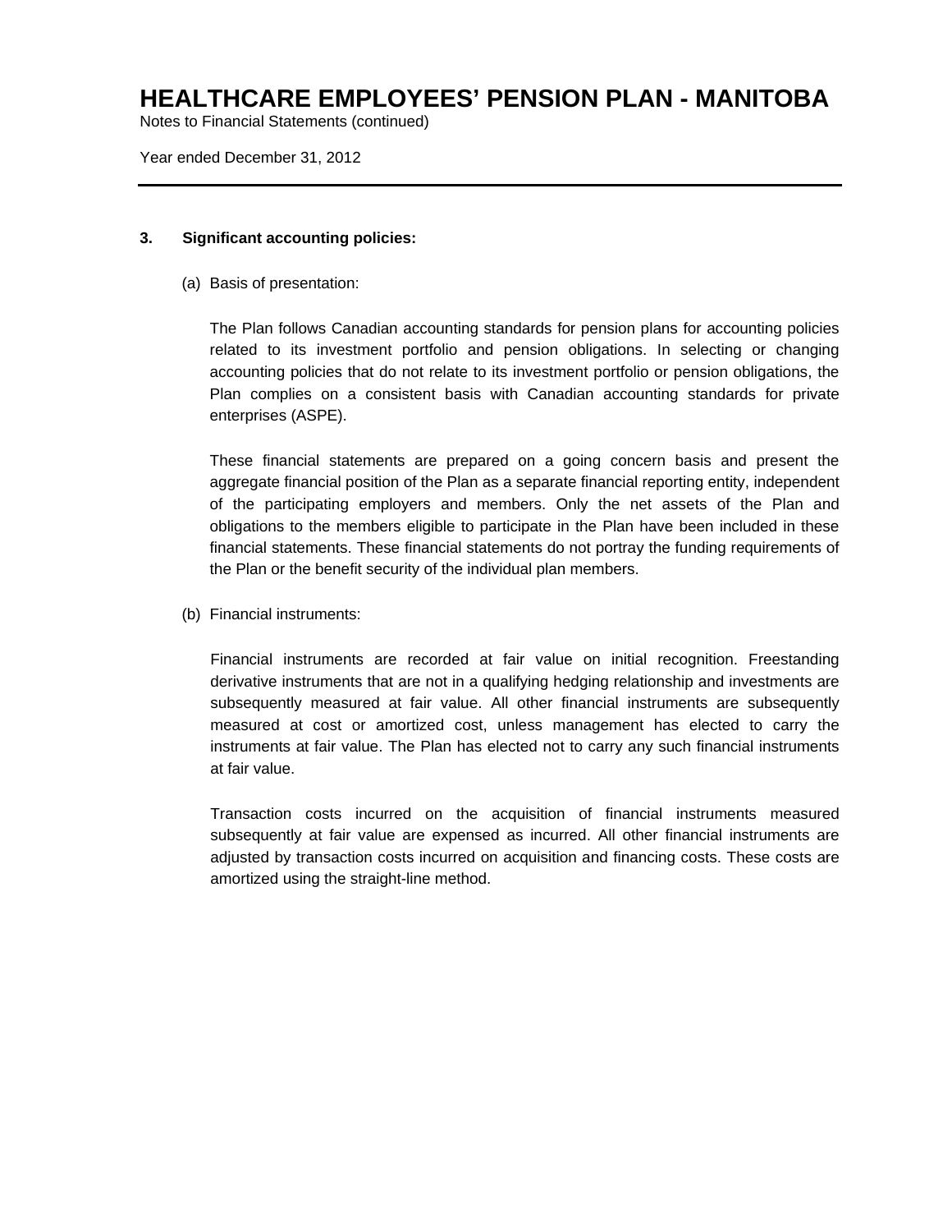### 3. Significant accounting policies:

(a) Basis of presentation:

The Plan follows Canadian accounting standards for pension plans for accounting policies related to its investment portfolio and pension obligations. In selecting or changing accounting policies that do not relate to its investment portfolio or pension obligations, the Plan complies on a consistent basis with Canadian accounting standards for private enterprises (ASPE).

These financial statements are prepared on a going concern basis and present the aggregate financial position of the Plan as a separate financial reporting entity, independent of the participating employers and members. Only the net assets of the Plan and obligations to the members eligible to participate in the Plan have been included in these financial statements. These financial statements do not portray the funding requirements of the Plan or the benefit security of the individual plan members.

(b) Financial instruments:

Financial instruments are recorded at fair value on initial recognition. Freestanding derivative instruments that are not in a qualifying hedging relationship and investments are subsequently measured at fair value. All other financial instruments are subsequently measured at cost or amortized cost, unless management has elected to carry the instruments at fair value. The Plan has elected not to carry any such financial instruments at fair value.

Transaction costs incurred on the acquisition of financial instruments measured subsequently at fair value are expensed as incurred. All other financial instruments are adjusted by transaction costs incurred on acquisition and financing costs. These costs are amortized using the straight-line method.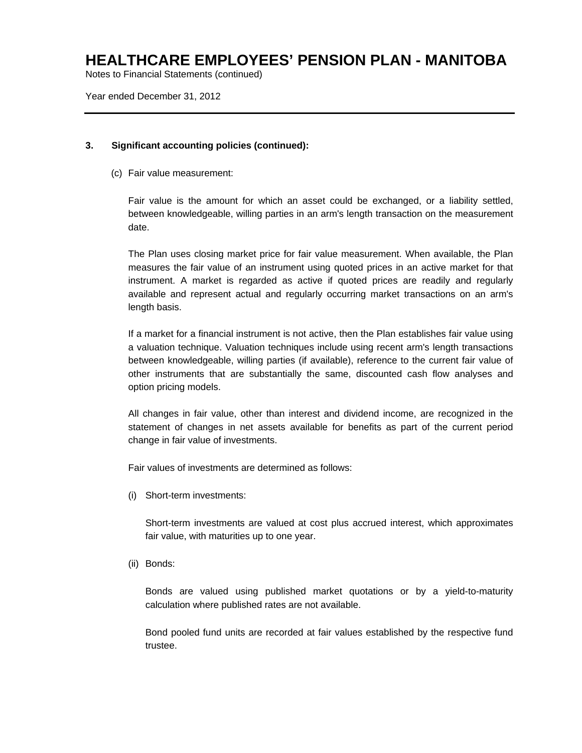# HEALTHCARE EMPLOYEES' PENSION PLAN - MANITOBA

Notes to Financial Statements (continued)

Year ended December 31, 2012

---

**3. Significant accounting policies (continued):**

(c) Fair value measurement:

Fair value is the amount for which an asset could be exchanged, or a liability settled, between knowledgeable, willing parties in an arm's length transaction on the measurement date.

The Plan uses closing market price for fair value measurement. When available, the Plan measures the fair value of an instrument using quoted prices in an active market for that instrument. A market is regarded as active if quoted prices are readily and regularly available and represent actual and regularly occurring market transactions on an arm's length basis.

If a market for a financial instrument is not active, then the Plan establishes fair value using a valuation technique. Valuation techniques include using recent arm's length transactions between knowledgeable, willing parties (if available), reference to the current fair value of other instruments that are substantially the same, discounted cash flow analyses and option pricing models.

All changes in fair value, other than interest and dividend income, are recognized in the statement of changes in net assets available for benefits as part of the current period change in fair value of investments.

Fair values of investments are determined as follows:

(i) Short-term investments:

Short-term investments are valued at cost plus accrued interest, which approximates fair value, with maturities up to one year.

(ii) Bonds:

Bonds are valued using published market quotations or by a yield-to-maturity calculation where published rates are not available.

Bond pooled fund units are recorded at fair values established by the respective fund trustee.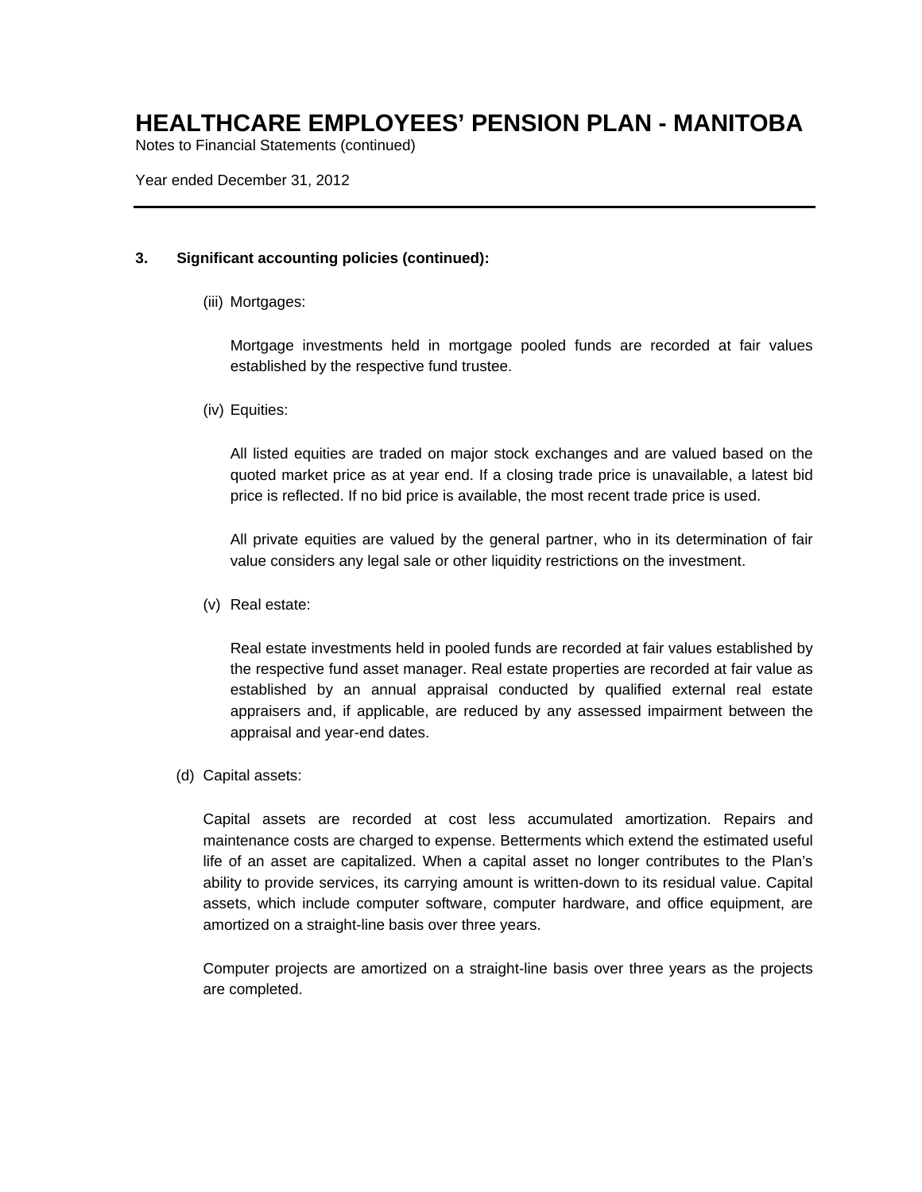## 3. Significant accounting policies (continued):

(iii) Mortgages:

Mortgage investments held in mortgage pooled funds are recorded at fair values established by the respective fund trustee.

(iv) Equities:

All listed equities are traded on major stock exchanges and are valued based on the quoted market price as at year end. If a closing trade price is unavailable, a latest bid price is reflected. If no bid price is available, the most recent trade price is used.

All private equities are valued by the general partner, who in its determination of fair value considers any legal sale or other liquidity restrictions on the investment.

(v) Real estate:

Real estate investments held in pooled funds are recorded at fair values established by the respective fund asset manager. Real estate properties are recorded at fair value as established by an annual appraisal conducted by qualified external real estate appraisers and, if applicable, are reduced by any assessed impairment between the appraisal and year-end dates.

(d) Capital assets:

Capital assets are recorded at cost less accumulated amortization. Repairs and maintenance costs are charged to expense. Betterments which extend the estimated useful life of an asset are capitalized. When a capital asset no longer contributes to the Plan's ability to provide services, its carrying amount is written-down to its residual value. Capital assets, which include computer software, computer hardware, and office equipment, are amortized on a straight-line basis over three years.

Computer projects are amortized on a straight-line basis over three years as the projects are completed.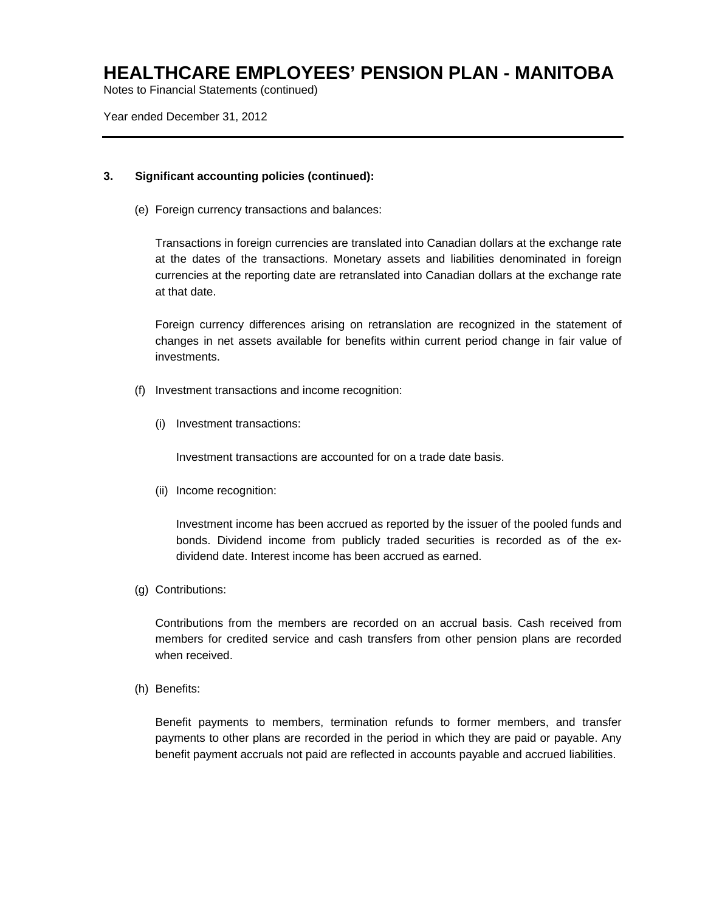### 3. Significant accounting policies (continued):

(e) Foreign currency transactions and balances:

Transactions in foreign currencies are translated into Canadian dollars at the exchange rate at the dates of the transactions. Monetary assets and liabilities denominated in foreign currencies at the reporting date are retranslated into Canadian dollars at the exchange rate at that date.

Foreign currency differences arising on retranslation are recognized in the statement of changes in net assets available for benefits within current period change in fair value of investments.

(f) Investment transactions and income recognition:

(i) Investment transactions:

Investment transactions are accounted for on a trade date basis.

(ii) Income recognition:

Investment income has been accrued as reported by the issuer of the pooled funds and bonds. Dividend income from publicly traded securities is recorded as of the ex-dividend date. Interest income has been accrued as earned.

(g) Contributions:

Contributions from the members are recorded on an accrual basis. Cash received from members for credited service and cash transfers from other pension plans are recorded when received.

(h) Benefits:

Benefit payments to members, termination refunds to former members, and transfer payments to other plans are recorded in the period in which they are paid or payable. Any benefit payment accruals not paid are reflected in accounts payable and accrued liabilities.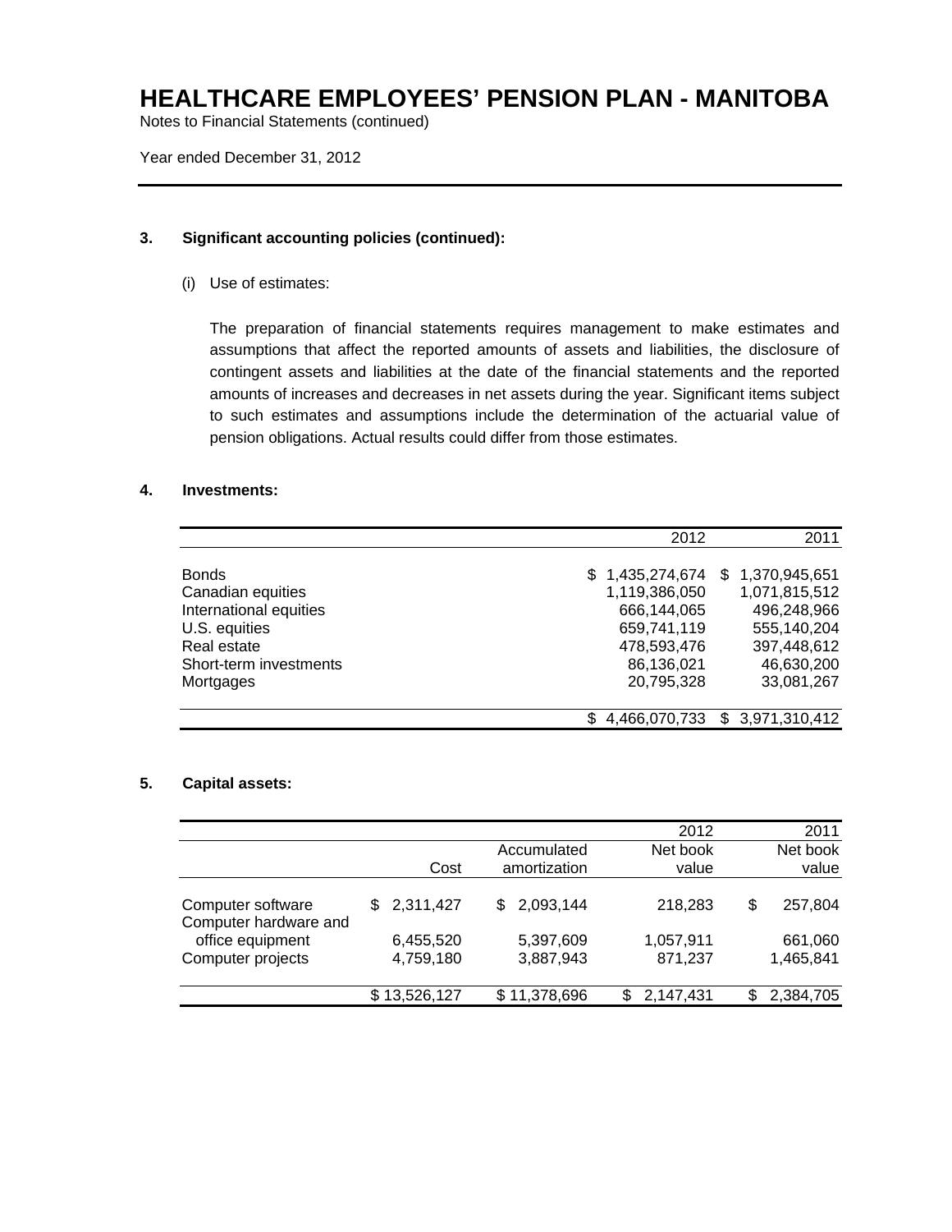# HEALTHCARE EMPLOYEES' PENSION PLAN - MANITOBA

Notes to Financial Statements (continued)

Year ended December 31, 2012

---

### 3. Significant accounting policies (continued):

(i) Use of estimates:

The preparation of financial statements requires management to make estimates and assumptions that affect the reported amounts of assets and liabilities, the disclosure of contingent assets and liabilities at the date of the financial statements and the reported amounts of increases and decreases in net assets during the year. Significant items subject to such estimates and assumptions include the determination of the actuarial value of pension obligations. Actual results could differ from those estimates.

### 4. Investments:

| | 2012 | 2011 |
|---|---:|---:|
| Bonds | $ 1,435,274,674 | $ 1,370,945,651 |
| Canadian equities | 1,119,386,050 | 1,071,815,512 |
| International equities | 666,144,065 | 496,248,966 |
| U.S. equities | 659,741,119 | 555,140,204 |
| Real estate | 478,593,476 | 397,448,612 |
| Short-term investments | 86,136,021 | 46,630,200 |
| Mortgages | 20,795,328 | 33,081,267 |
| | $ 4,466,070,733 | $ 3,971,310,412 |

### 5. Capital assets:

| | | | 2012 | 2011 |
|---|---:|---:|---:|---:|
| | Cost | Accumulated amortization | Net book value | Net book value |
| Computer software | $ 2,311,427 | $ 2,093,144 | 218,283 | $ 257,804 |
| Computer hardware and office equipment | 6,455,520 | 5,397,609 | 1,057,911 | 661,060 |
| Computer projects | 4,759,180 | 3,887,943 | 871,237 | 1,465,841 |
| | $ 13,526,127 | $ 11,378,696 | $ 2,147,431 | $ 2,384,705 |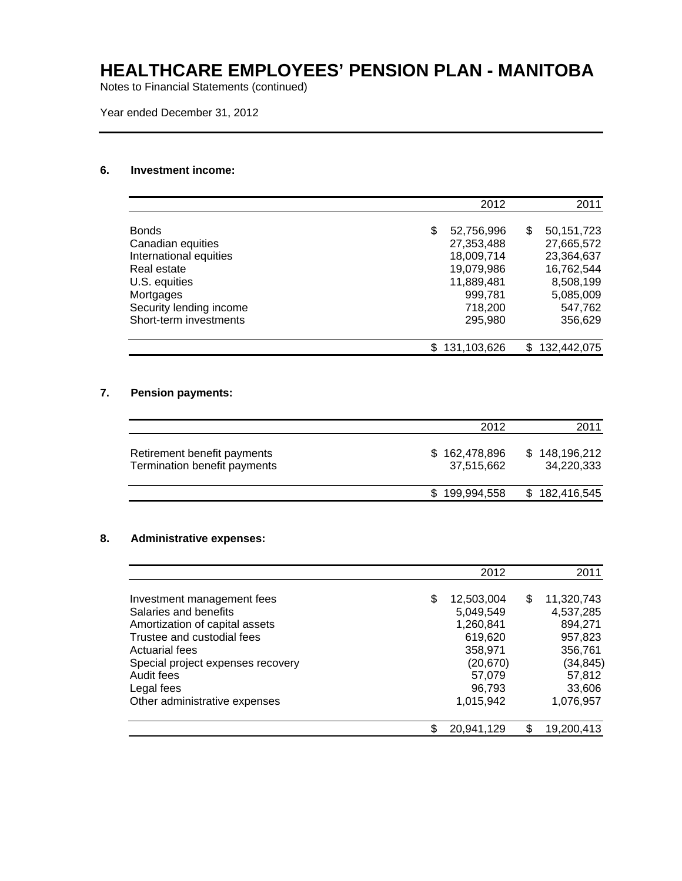# HEALTHCARE EMPLOYEES' PENSION PLAN - MANITOBA

Notes to Financial Statements (continued)

Year ended December 31, 2012

### 6. Investment income:

| | 2012 | 2011 |
|---|---|---|
| Bonds | $ 52,756,996 | $ 50,151,723 |
| Canadian equities | 27,353,488 | 27,665,572 |
| International equities | 18,009,714 | 23,364,637 |
| Real estate | 19,079,986 | 16,762,544 |
| U.S. equities | 11,889,481 | 8,508,199 |
| Mortgages | 999,781 | 5,085,009 |
| Security lending income | 718,200 | 547,762 |
| Short-term investments | 295,980 | 356,629 |
| | $ 131,103,626 | $ 132,442,075 |

### 7. Pension payments:

| | 2012 | 2011 |
|---|---|---|
| Retirement benefit payments | $ 162,478,896 | $ 148,196,212 |
| Termination benefit payments | 37,515,662 | 34,220,333 |
| | $ 199,994,558 | $ 182,416,545 |

### 8. Administrative expenses:

| | 2012 | 2011 |
|---|---|---|
| Investment management fees | $ 12,503,004 | $ 11,320,743 |
| Salaries and benefits | 5,049,549 | 4,537,285 |
| Amortization of capital assets | 1,260,841 | 894,271 |
| Trustee and custodial fees | 619,620 | 957,823 |
| Actuarial fees | 358,971 | 356,761 |
| Special project expenses recovery | (20,670) | (34,845) |
| Audit fees | 57,079 | 57,812 |
| Legal fees | 96,793 | 33,606 |
| Other administrative expenses | 1,015,942 | 1,076,957 |
| | $ 20,941,129 | $ 19,200,413 |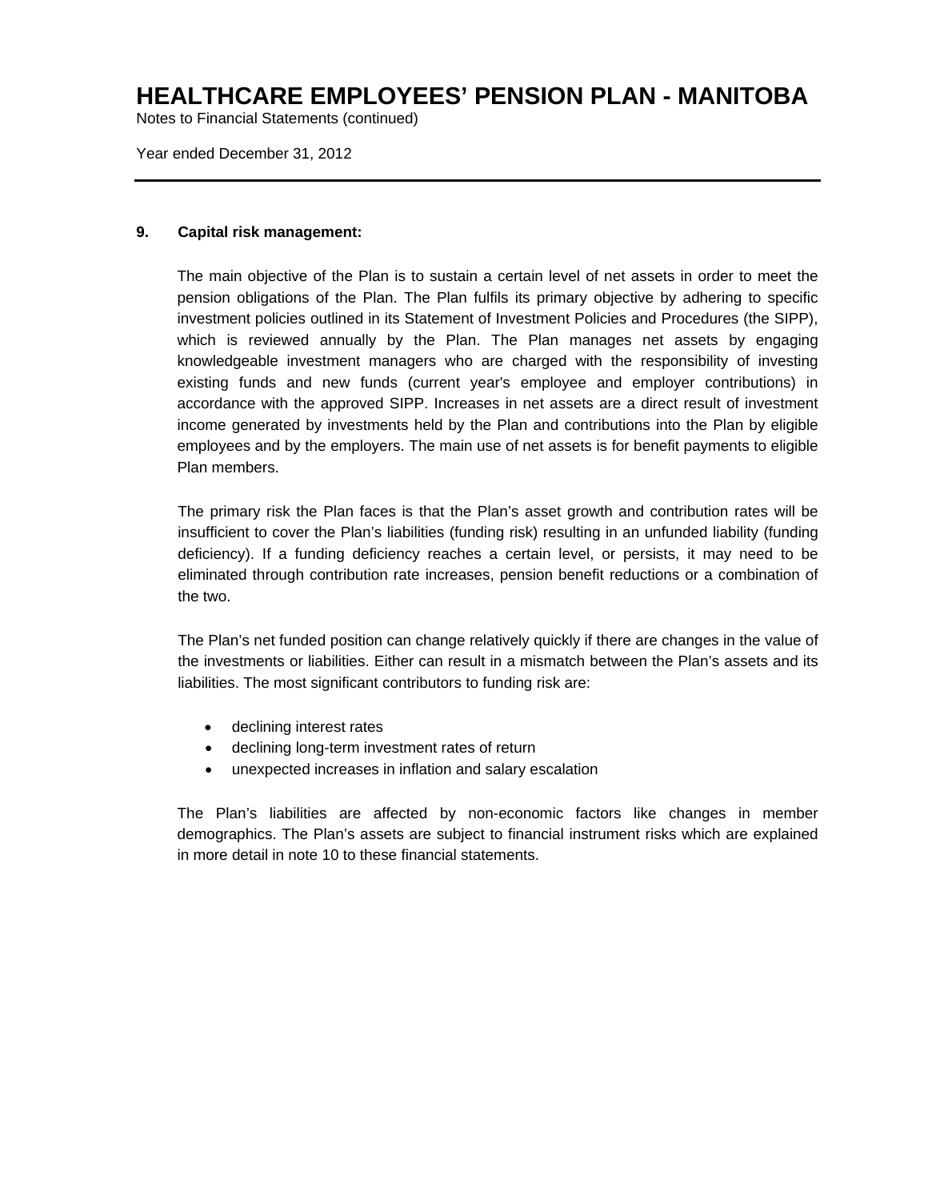## 9. Capital risk management:

The main objective of the Plan is to sustain a certain level of net assets in order to meet the pension obligations of the Plan. The Plan fulfils its primary objective by adhering to specific investment policies outlined in its Statement of Investment Policies and Procedures (the SIPP), which is reviewed annually by the Plan. The Plan manages net assets by engaging knowledgeable investment managers who are charged with the responsibility of investing existing funds and new funds (current year's employee and employer contributions) in accordance with the approved SIPP. Increases in net assets are a direct result of investment income generated by investments held by the Plan and contributions into the Plan by eligible employees and by the employers. The main use of net assets is for benefit payments to eligible Plan members.

The primary risk the Plan faces is that the Plan's asset growth and contribution rates will be insufficient to cover the Plan's liabilities (funding risk) resulting in an unfunded liability (funding deficiency). If a funding deficiency reaches a certain level, or persists, it may need to be eliminated through contribution rate increases, pension benefit reductions or a combination of the two.

The Plan's net funded position can change relatively quickly if there are changes in the value of the investments or liabilities. Either can result in a mismatch between the Plan's assets and its liabilities. The most significant contributors to funding risk are:

- declining interest rates
- declining long-term investment rates of return
- unexpected increases in inflation and salary escalation

The Plan's liabilities are affected by non-economic factors like changes in member demographics. The Plan's assets are subject to financial instrument risks which are explained in more detail in note 10 to these financial statements.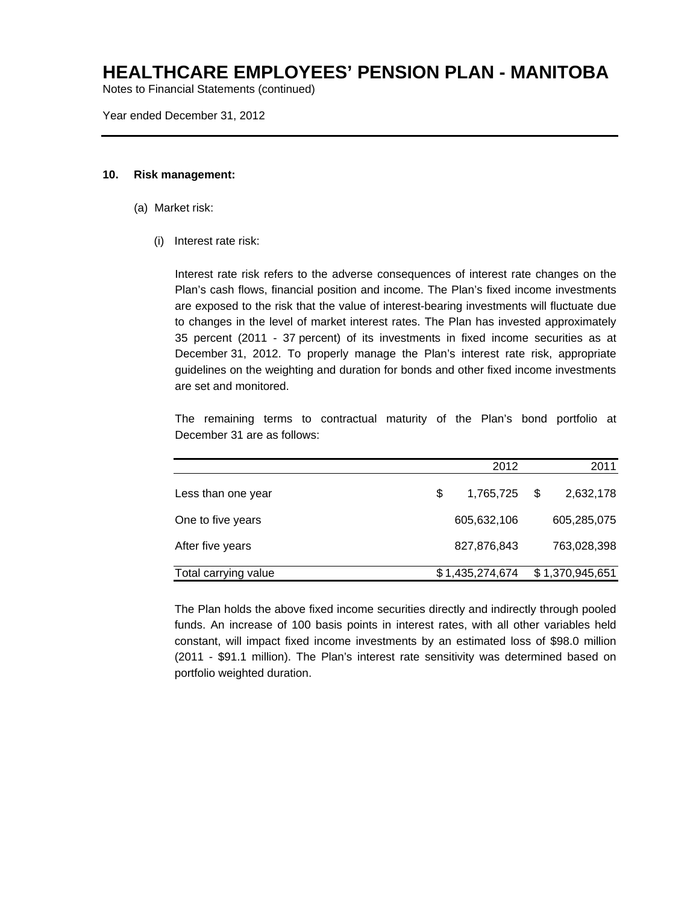# HEALTHCARE EMPLOYEES' PENSION PLAN - MANITOBA

Notes to Financial Statements (continued)

Year ended December 31, 2012

## 10. Risk management:

(a) Market risk:

(i) Interest rate risk:

Interest rate risk refers to the adverse consequences of interest rate changes on the Plan's cash flows, financial position and income. The Plan's fixed income investments are exposed to the risk that the value of interest-bearing investments will fluctuate due to changes in the level of market interest rates. The Plan has invested approximately 35 percent (2011 - 37 percent) of its investments in fixed income securities as at December 31, 2012. To properly manage the Plan's interest rate risk, appropriate guidelines on the weighting and duration for bonds and other fixed income investments are set and monitored.

The remaining terms to contractual maturity of the Plan's bond portfolio at December 31 are as follows:

| | 2012 | 2011 |
|---|---|---|
| Less than one year | $ 1,765,725 | $ 2,632,178 |
| One to five years | 605,632,106 | 605,285,075 |
| After five years | 827,876,843 | 763,028,398 |
| Total carrying value | $ 1,435,274,674 | $ 1,370,945,651 |

The Plan holds the above fixed income securities directly and indirectly through pooled funds. An increase of 100 basis points in interest rates, with all other variables held constant, will impact fixed income investments by an estimated loss of $98.0 million (2011 - $91.1 million). The Plan's interest rate sensitivity was determined based on portfolio weighted duration.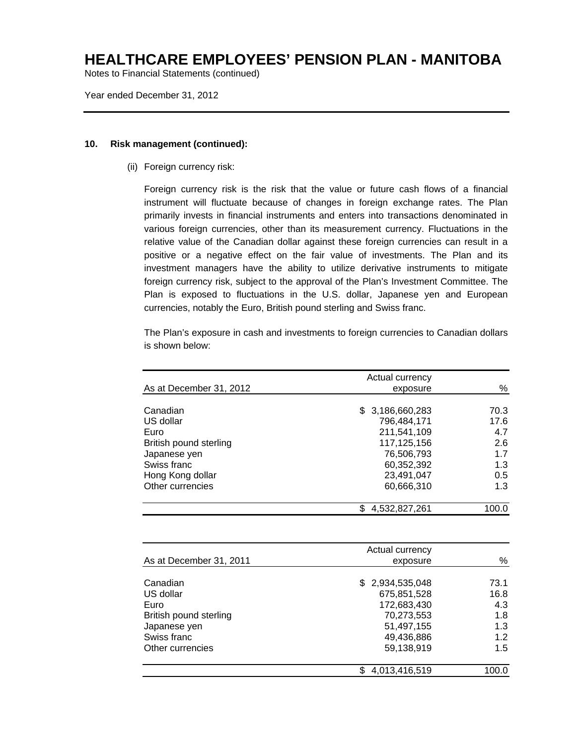# HEALTHCARE EMPLOYEES' PENSION PLAN - MANITOBA

Notes to Financial Statements (continued)

Year ended December 31, 2012

**10. Risk management (continued):**

(ii) Foreign currency risk:

Foreign currency risk is the risk that the value or future cash flows of a financial instrument will fluctuate because of changes in foreign exchange rates. The Plan primarily invests in financial instruments and enters into transactions denominated in various foreign currencies, other than its measurement currency. Fluctuations in the relative value of the Canadian dollar against these foreign currencies can result in a positive or a negative effect on the fair value of investments. The Plan and its investment managers have the ability to utilize derivative instruments to mitigate foreign currency risk, subject to the approval of the Plan's Investment Committee. The Plan is exposed to fluctuations in the U.S. dollar, Japanese yen and European currencies, notably the Euro, British pound sterling and Swiss franc.

The Plan's exposure in cash and investments to foreign currencies to Canadian dollars is shown below:

| As at December 31, 2012 | Actual currency exposure | % |
|---|---|---|
| Canadian | $ 3,186,660,283 | 70.3 |
| US dollar | 796,484,171 | 17.6 |
| Euro | 211,541,109 | 4.7 |
| British pound sterling | 117,125,156 | 2.6 |
| Japanese yen | 76,506,793 | 1.7 |
| Swiss franc | 60,352,392 | 1.3 |
| Hong Kong dollar | 23,491,047 | 0.5 |
| Other currencies | 60,666,310 | 1.3 |
| | $ 4,532,827,261 | 100.0 |

| As at December 31, 2011 | Actual currency exposure | % |
|---|---|---|
| Canadian | $ 2,934,535,048 | 73.1 |
| US dollar | 675,851,528 | 16.8 |
| Euro | 172,683,430 | 4.3 |
| British pound sterling | 70,273,553 | 1.8 |
| Japanese yen | 51,497,155 | 1.3 |
| Swiss franc | 49,436,886 | 1.2 |
| Other currencies | 59,138,919 | 1.5 |
| | $ 4,013,416,519 | 100.0 |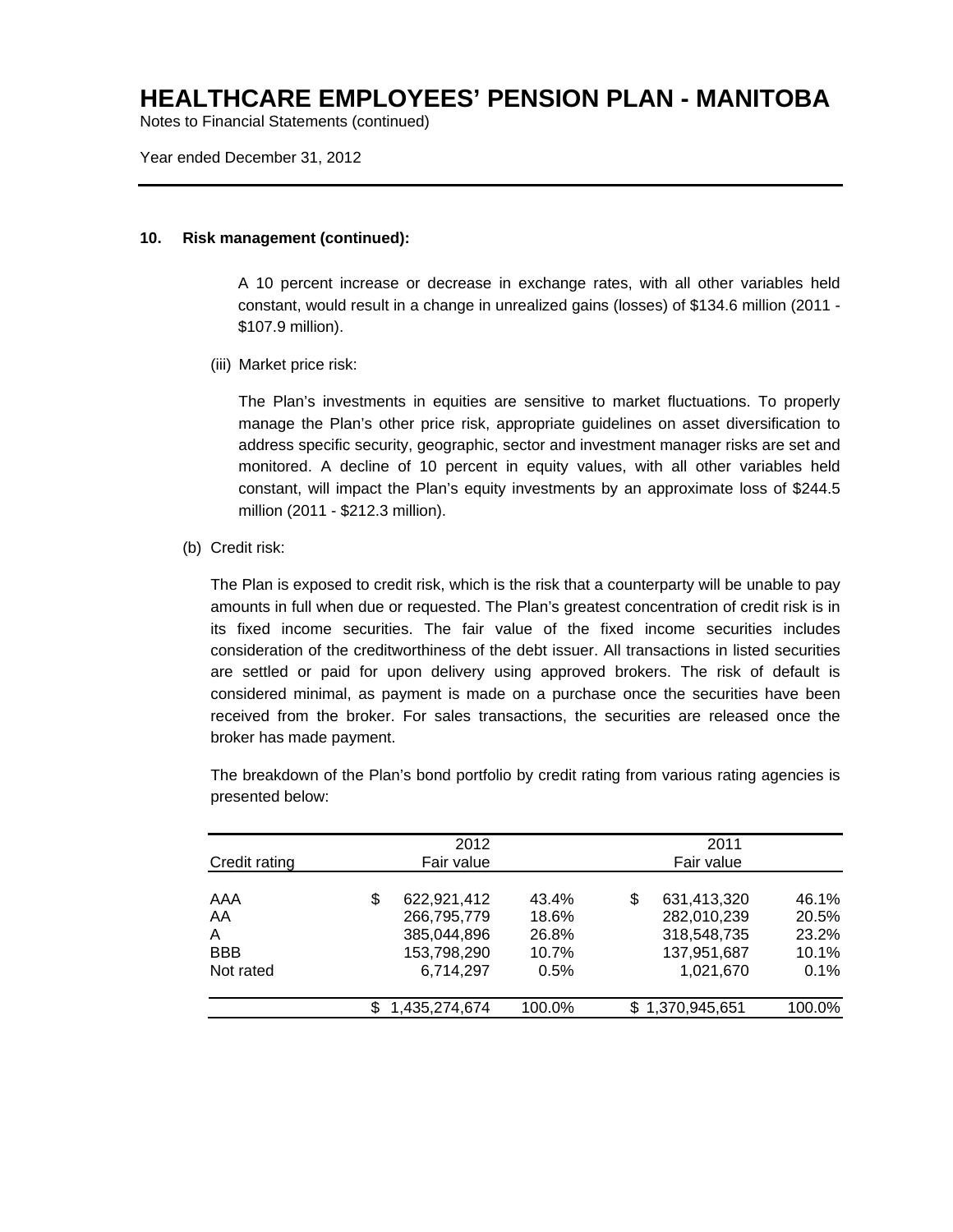### 10. Risk management (continued):

A 10 percent increase or decrease in exchange rates, with all other variables held constant, would result in a change in unrealized gains (losses) of $134.6 million (2011 - $107.9 million).

(iii) Market price risk:

The Plan's investments in equities are sensitive to market fluctuations. To properly manage the Plan's other price risk, appropriate guidelines on asset diversification to address specific security, geographic, sector and investment manager risks are set and monitored. A decline of 10 percent in equity values, with all other variables held constant, will impact the Plan's equity investments by an approximate loss of $244.5 million (2011 - $212.3 million).

(b) Credit risk:

The Plan is exposed to credit risk, which is the risk that a counterparty will be unable to pay amounts in full when due or requested. The Plan's greatest concentration of credit risk is in its fixed income securities. The fair value of the fixed income securities includes consideration of the creditworthiness of the debt issuer. All transactions in listed securities are settled or paid for upon delivery using approved brokers. The risk of default is considered minimal, as payment is made on a purchase once the securities have been received from the broker. For sales transactions, the securities are released once the broker has made payment.

The breakdown of the Plan's bond portfolio by credit rating from various rating agencies is presented below:

| Credit rating | 2012 Fair value | | 2011 Fair value | |
|---|---|---|---|---|
| AAA | $ 622,921,412 | 43.4% | $ 631,413,320 | 46.1% |
| AA | 266,795,779 | 18.6% | 282,010,239 | 20.5% |
| A | 385,044,896 | 26.8% | 318,548,735 | 23.2% |
| BBB | 153,798,290 | 10.7% | 137,951,687 | 10.1% |
| Not rated | 6,714,297 | 0.5% | 1,021,670 | 0.1% |
| | $ 1,435,274,674 | 100.0% | $ 1,370,945,651 | 100.0% |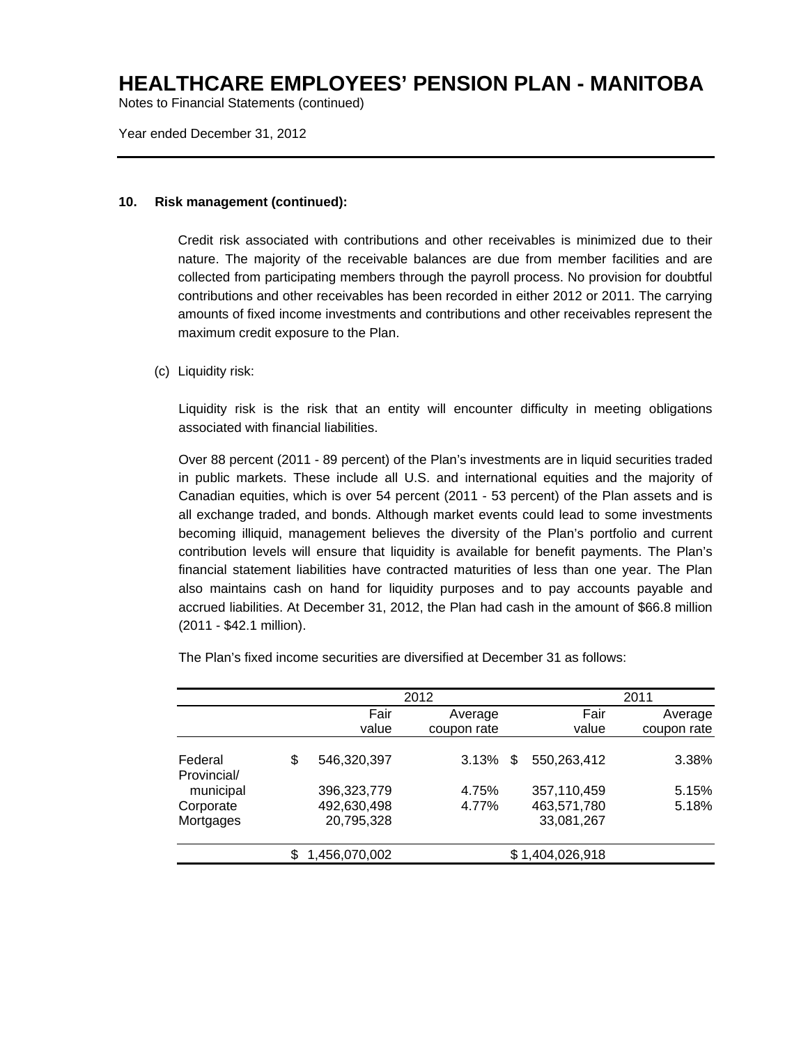**10. Risk management (continued):**

Credit risk associated with contributions and other receivables is minimized due to their nature. The majority of the receivable balances are due from member facilities and are collected from participating members through the payroll process. No provision for doubtful contributions and other receivables has been recorded in either 2012 or 2011. The carrying amounts of fixed income investments and contributions and other receivables represent the maximum credit exposure to the Plan.

(c) Liquidity risk:

Liquidity risk is the risk that an entity will encounter difficulty in meeting obligations associated with financial liabilities.

Over 88 percent (2011 - 89 percent) of the Plan's investments are in liquid securities traded in public markets. These include all U.S. and international equities and the majority of Canadian equities, which is over 54 percent (2011 - 53 percent) of the Plan assets and is all exchange traded, and bonds. Although market events could lead to some investments becoming illiquid, management believes the diversity of the Plan's portfolio and current contribution levels will ensure that liquidity is available for benefit payments. The Plan's financial statement liabilities have contracted maturities of less than one year. The Plan also maintains cash on hand for liquidity purposes and to pay accounts payable and accrued liabilities. At December 31, 2012, the Plan had cash in the amount of $66.8 million (2011 - $42.1 million).

The Plan's fixed income securities are diversified at December 31 as follows:

| | 2012 | | 2011 | |
|---|---|---|---|---|
| | Fair value | Average coupon rate | Fair value | Average coupon rate |
| Federal | $ 546,320,397 | 3.13% | $ 550,263,412 | 3.38% |
| Provincial/ municipal | 396,323,779 | 4.75% | 357,110,459 | 5.15% |
| Corporate | 492,630,498 | 4.77% | 463,571,780 | 5.18% |
| Mortgages | 20,795,328 | | 33,081,267 | |
| | $ 1,456,070,002 | | $ 1,404,026,918 | |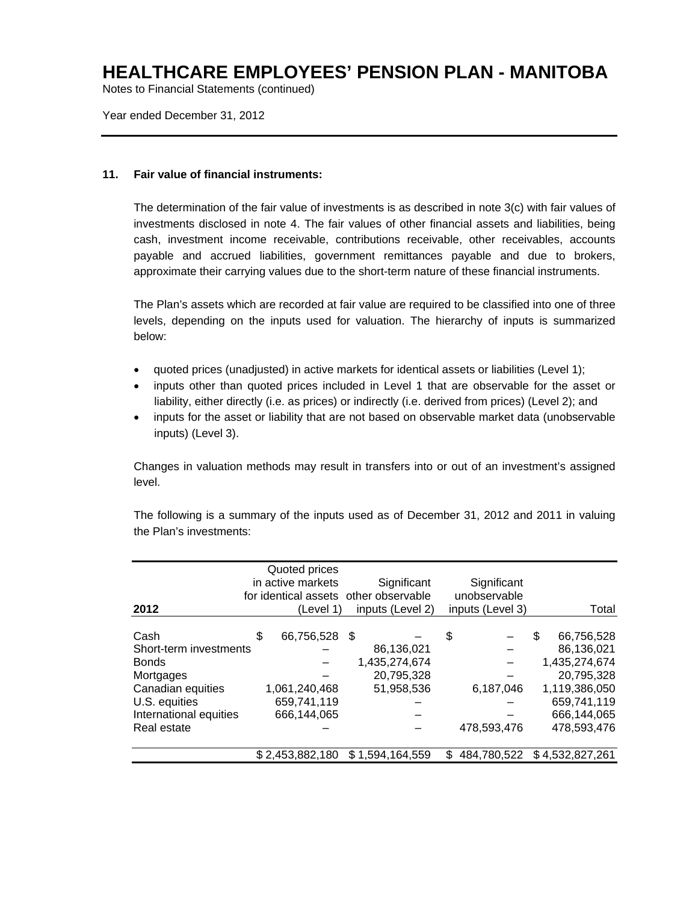# HEALTHCARE EMPLOYEES' PENSION PLAN - MANITOBA

Notes to Financial Statements (continued)

Year ended December 31, 2012

## 11. Fair value of financial instruments:

The determination of the fair value of investments is as described in note 3(c) with fair values of investments disclosed in note 4. The fair values of other financial assets and liabilities, being cash, investment income receivable, contributions receivable, other receivables, accounts payable and accrued liabilities, government remittances payable and due to brokers, approximate their carrying values due to the short-term nature of these financial instruments.

The Plan's assets which are recorded at fair value are required to be classified into one of three levels, depending on the inputs used for valuation. The hierarchy of inputs is summarized below:

- quoted prices (unadjusted) in active markets for identical assets or liabilities (Level 1);
- inputs other than quoted prices included in Level 1 that are observable for the asset or liability, either directly (i.e. as prices) or indirectly (i.e. derived from prices) (Level 2); and
- inputs for the asset or liability that are not based on observable market data (unobservable inputs) (Level 3).

Changes in valuation methods may result in transfers into or out of an investment's assigned level.

The following is a summary of the inputs used as of December 31, 2012 and 2011 in valuing the Plan's investments:

| 2012 | Quoted prices in active markets for identical assets (Level 1) | Significant other observable inputs (Level 2) | Significant unobservable inputs (Level 3) | Total |
|---|---|---|---|---|
| Cash | $ 66,756,528 | $ – | $ – | $ 66,756,528 |
| Short-term investments | – | 86,136,021 | – | 86,136,021 |
| Bonds | – | 1,435,274,674 | – | 1,435,274,674 |
| Mortgages | – | 20,795,328 | – | 20,795,328 |
| Canadian equities | 1,061,240,468 | 51,958,536 | 6,187,046 | 1,119,386,050 |
| U.S. equities | 659,741,119 | – | – | 659,741,119 |
| International equities | 666,144,065 | – | – | 666,144,065 |
| Real estate | – | – | 478,593,476 | 478,593,476 |
| | $ 2,453,882,180 | $ 1,594,164,559 | $ 484,780,522 | $ 4,532,827,261 |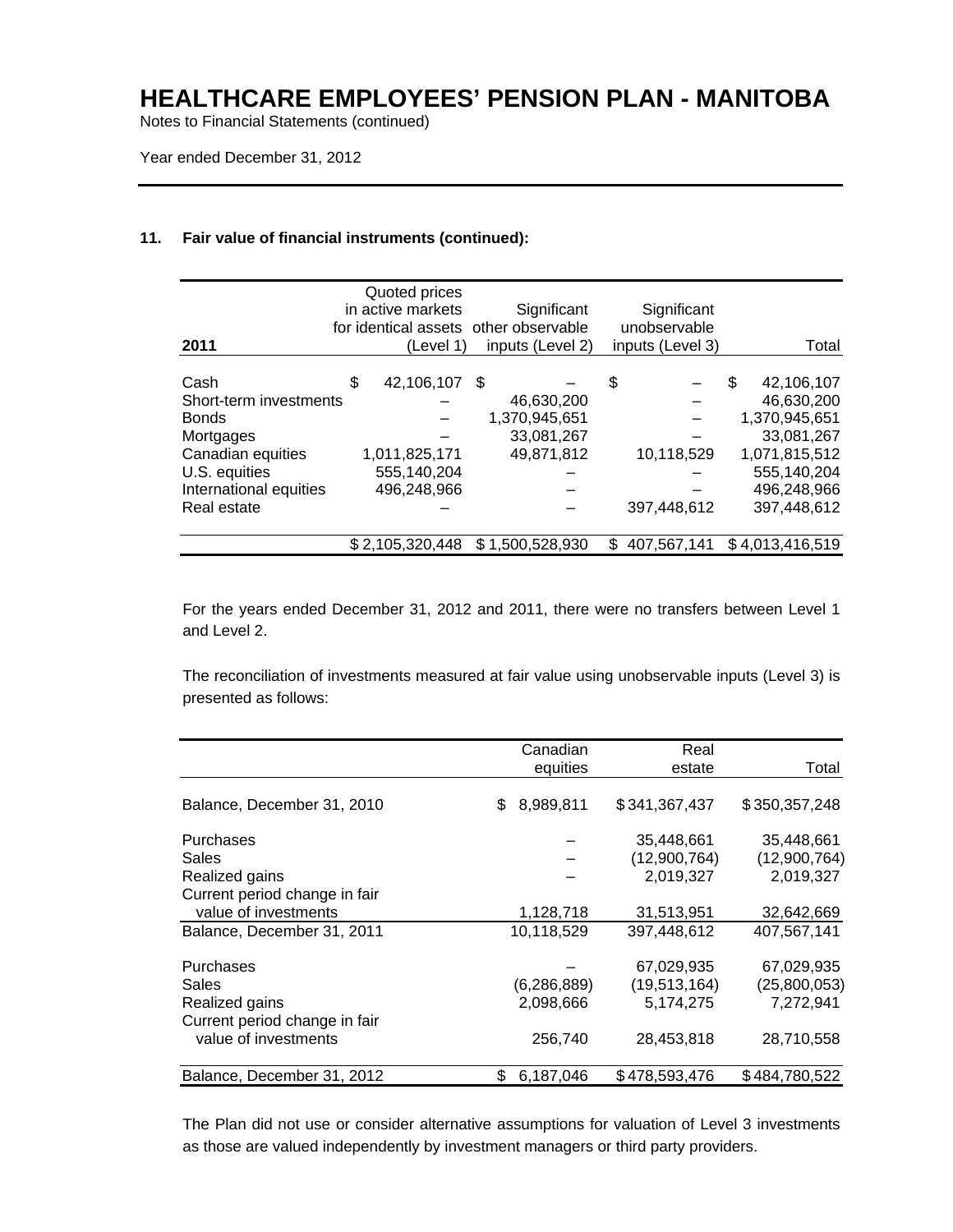### 11. Fair value of financial instruments (continued):

| 2011 | Quoted prices in active markets for identical assets (Level 1) | Significant other observable inputs (Level 2) | Significant unobservable inputs (Level 3) | Total |
|---|---|---|---|---|
| Cash | $ 42,106,107 | $ – | $ – | $ 42,106,107 |
| Short-term investments | – | 46,630,200 | – | 46,630,200 |
| Bonds | – | 1,370,945,651 | – | 1,370,945,651 |
| Mortgages | – | 33,081,267 | – | 33,081,267 |
| Canadian equities | 1,011,825,171 | 49,871,812 | 10,118,529 | 1,071,815,512 |
| U.S. equities | 555,140,204 | – | – | 555,140,204 |
| International equities | 496,248,966 | – | – | 496,248,966 |
| Real estate | – | – | 397,448,612 | 397,448,612 |
| | $ 2,105,320,448 | $ 1,500,528,930 | $ 407,567,141 | $ 4,013,416,519 |

For the years ended December 31, 2012 and 2011, there were no transfers between Level 1 and Level 2.

The reconciliation of investments measured at fair value using unobservable inputs (Level 3) is presented as follows:

| | Canadian equities | Real estate | Total |
|---|---|---|---|
| Balance, December 31, 2010 | $ 8,989,811 | $ 341,367,437 | $ 350,357,248 |
| Purchases | – | 35,448,661 | 35,448,661 |
| Sales | – | (12,900,764) | (12,900,764) |
| Realized gains | – | 2,019,327 | 2,019,327 |
| Current period change in fair value of investments | 1,128,718 | 31,513,951 | 32,642,669 |
| Balance, December 31, 2011 | 10,118,529 | 397,448,612 | 407,567,141 |
| Purchases | – | 67,029,935 | 67,029,935 |
| Sales | (6,286,889) | (19,513,164) | (25,800,053) |
| Realized gains | 2,098,666 | 5,174,275 | 7,272,941 |
| Current period change in fair value of investments | 256,740 | 28,453,818 | 28,710,558 |
| Balance, December 31, 2012 | $ 6,187,046 | $ 478,593,476 | $ 484,780,522 |

The Plan did not use or consider alternative assumptions for valuation of Level 3 investments as those are valued independently by investment managers or third party providers.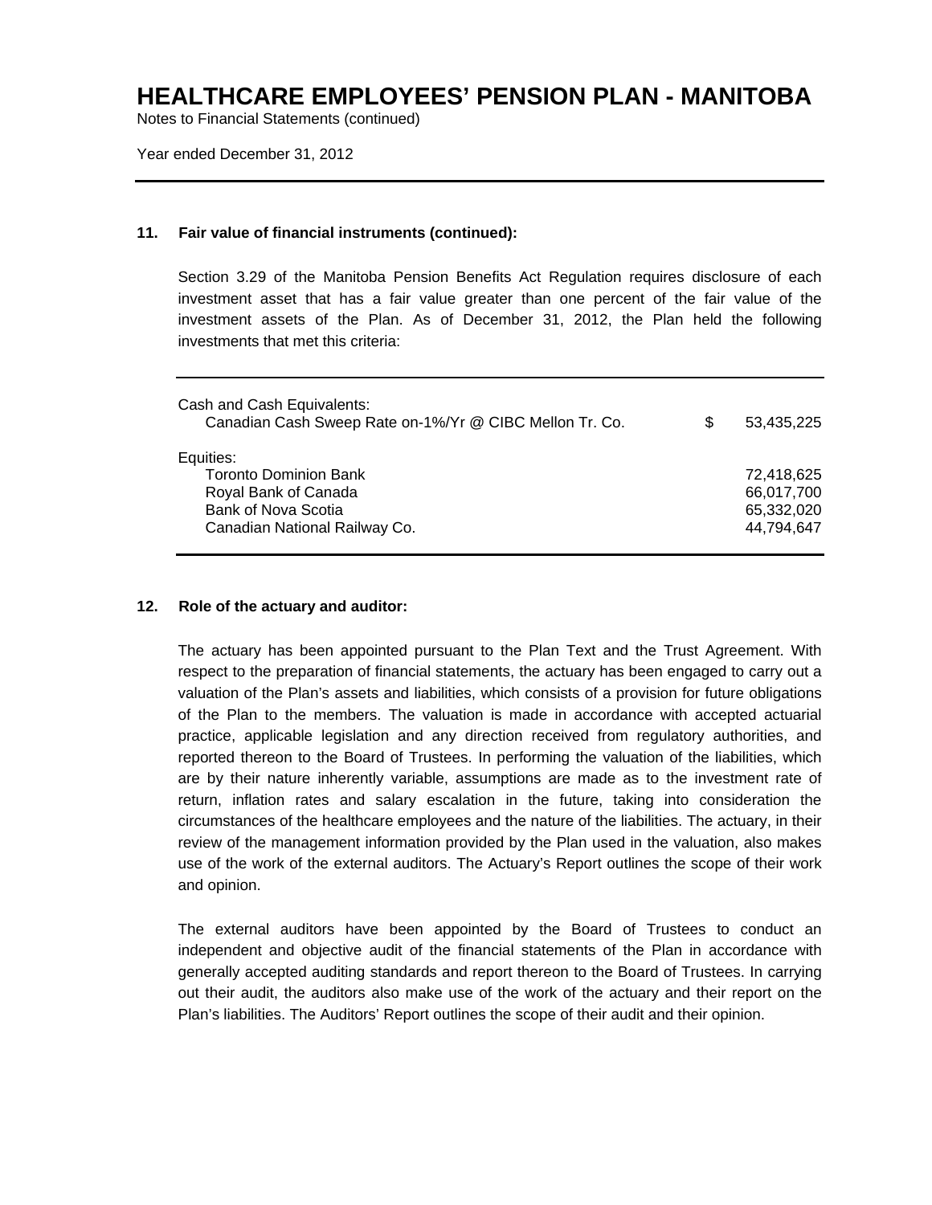# HEALTHCARE EMPLOYEES' PENSION PLAN - MANITOBA

Notes to Financial Statements (continued)

Year ended December 31, 2012

### 11. Fair value of financial instruments (continued):

Section 3.29 of the Manitoba Pension Benefits Act Regulation requires disclosure of each investment asset that has a fair value greater than one percent of the fair value of the investment assets of the Plan. As of December 31, 2012, the Plan held the following investments that met this criteria:

| | | |
|---|---|---|
| Cash and Cash Equivalents: | | |
| Canadian Cash Sweep Rate on-1%/Yr @ CIBC Mellon Tr. Co. | $ | 53,435,225 |
| Equities: | | |
| Toronto Dominion Bank | | 72,418,625 |
| Royal Bank of Canada | | 66,017,700 |
| Bank of Nova Scotia | | 65,332,020 |
| Canadian National Railway Co. | | 44,794,647 |

### 12. Role of the actuary and auditor:

The actuary has been appointed pursuant to the Plan Text and the Trust Agreement. With respect to the preparation of financial statements, the actuary has been engaged to carry out a valuation of the Plan's assets and liabilities, which consists of a provision for future obligations of the Plan to the members. The valuation is made in accordance with accepted actuarial practice, applicable legislation and any direction received from regulatory authorities, and reported thereon to the Board of Trustees. In performing the valuation of the liabilities, which are by their nature inherently variable, assumptions are made as to the investment rate of return, inflation rates and salary escalation in the future, taking into consideration the circumstances of the healthcare employees and the nature of the liabilities. The actuary, in their review of the management information provided by the Plan used in the valuation, also makes use of the work of the external auditors. The Actuary's Report outlines the scope of their work and opinion.

The external auditors have been appointed by the Board of Trustees to conduct an independent and objective audit of the financial statements of the Plan in accordance with generally accepted auditing standards and report thereon to the Board of Trustees. In carrying out their audit, the auditors also make use of the work of the actuary and their report on the Plan's liabilities. The Auditors' Report outlines the scope of their audit and their opinion.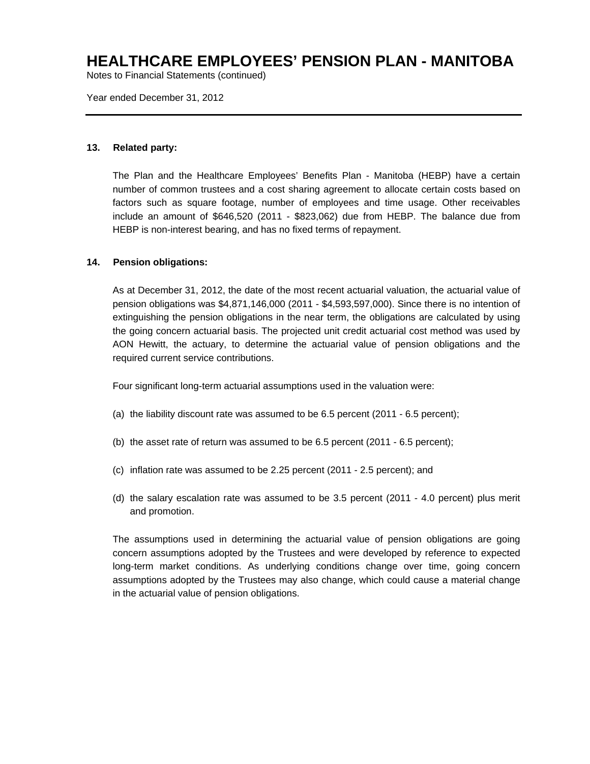# HEALTHCARE EMPLOYEES' PENSION PLAN - MANITOBA

Notes to Financial Statements (continued)

Year ended December 31, 2012

---

### 13. Related party:

The Plan and the Healthcare Employees' Benefits Plan - Manitoba (HEBP) have a certain number of common trustees and a cost sharing agreement to allocate certain costs based on factors such as square footage, number of employees and time usage. Other receivables include an amount of $646,520 (2011 - $823,062) due from HEBP. The balance due from HEBP is non-interest bearing, and has no fixed terms of repayment.

### 14. Pension obligations:

As at December 31, 2012, the date of the most recent actuarial valuation, the actuarial value of pension obligations was $4,871,146,000 (2011 - $4,593,597,000). Since there is no intention of extinguishing the pension obligations in the near term, the obligations are calculated by using the going concern actuarial basis. The projected unit credit actuarial cost method was used by AON Hewitt, the actuary, to determine the actuarial value of pension obligations and the required current service contributions.

Four significant long-term actuarial assumptions used in the valuation were:

(a) the liability discount rate was assumed to be 6.5 percent (2011 - 6.5 percent);

(b) the asset rate of return was assumed to be 6.5 percent (2011 - 6.5 percent);

(c) inflation rate was assumed to be 2.25 percent (2011 - 2.5 percent); and

(d) the salary escalation rate was assumed to be 3.5 percent (2011 - 4.0 percent) plus merit and promotion.

The assumptions used in determining the actuarial value of pension obligations are going concern assumptions adopted by the Trustees and were developed by reference to expected long-term market conditions. As underlying conditions change over time, going concern assumptions adopted by the Trustees may also change, which could cause a material change in the actuarial value of pension obligations.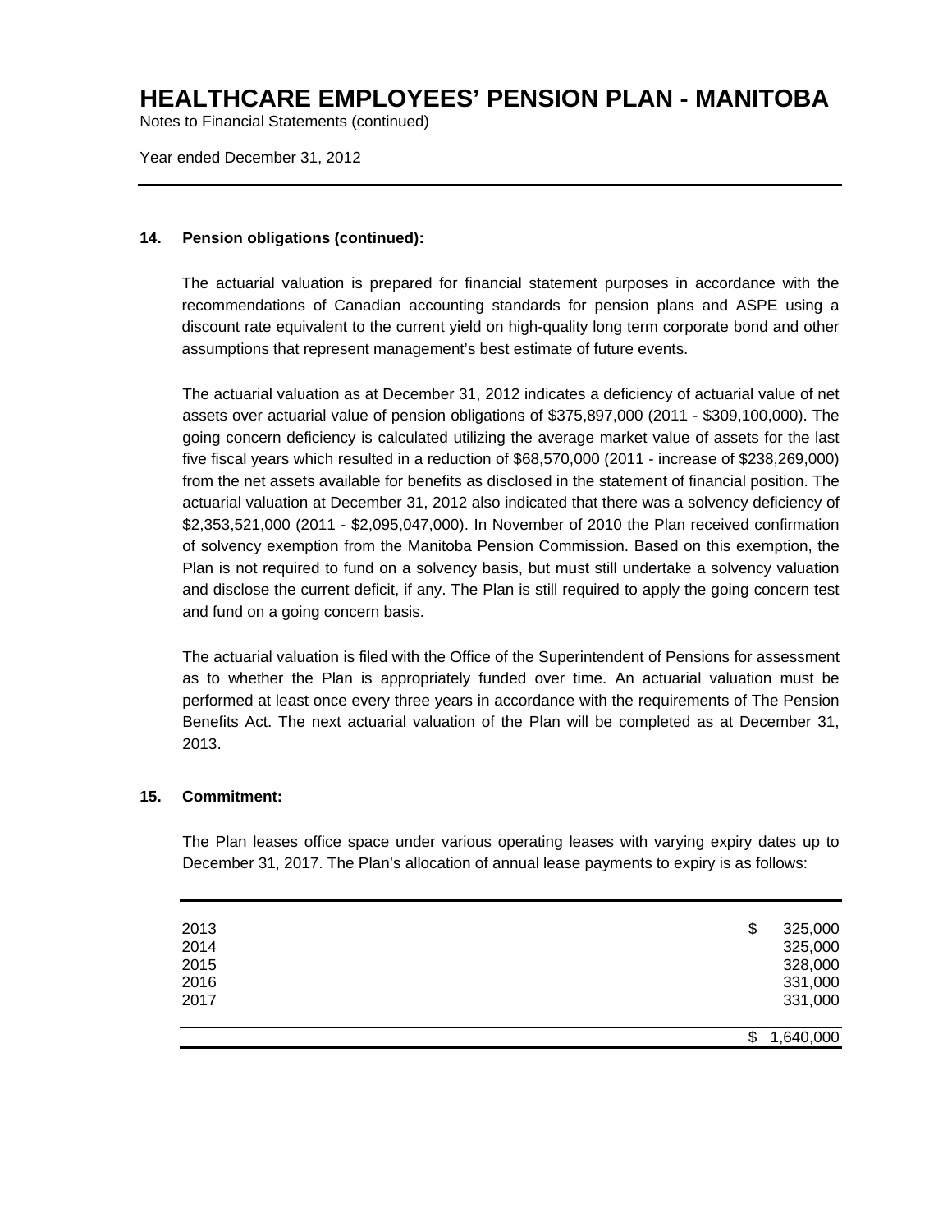## 14. Pension obligations (continued):

The actuarial valuation is prepared for financial statement purposes in accordance with the recommendations of Canadian accounting standards for pension plans and ASPE using a discount rate equivalent to the current yield on high-quality long term corporate bond and other assumptions that represent management's best estimate of future events.

The actuarial valuation as at December 31, 2012 indicates a deficiency of actuarial value of net assets over actuarial value of pension obligations of $375,897,000 (2011 - $309,100,000). The going concern deficiency is calculated utilizing the average market value of assets for the last five fiscal years which resulted in a reduction of $68,570,000 (2011 - increase of $238,269,000) from the net assets available for benefits as disclosed in the statement of financial position. The actuarial valuation at December 31, 2012 also indicated that there was a solvency deficiency of $2,353,521,000 (2011 - $2,095,047,000). In November of 2010 the Plan received confirmation of solvency exemption from the Manitoba Pension Commission. Based on this exemption, the Plan is not required to fund on a solvency basis, but must still undertake a solvency valuation and disclose the current deficit, if any. The Plan is still required to apply the going concern test and fund on a going concern basis.

The actuarial valuation is filed with the Office of the Superintendent of Pensions for assessment as to whether the Plan is appropriately funded over time. An actuarial valuation must be performed at least once every three years in accordance with the requirements of The Pension Benefits Act. The next actuarial valuation of the Plan will be completed as at December 31, 2013.

## 15. Commitment:

The Plan leases office space under various operating leases with varying expiry dates up to December 31, 2017. The Plan's allocation of annual lease payments to expiry is as follows:

| | |
|---|---|
| 2013 | $ 325,000 |
| 2014 | 325,000 |
| 2015 | 328,000 |
| 2016 | 331,000 |
| 2017 | 331,000 |
| | $ 1,640,000 |